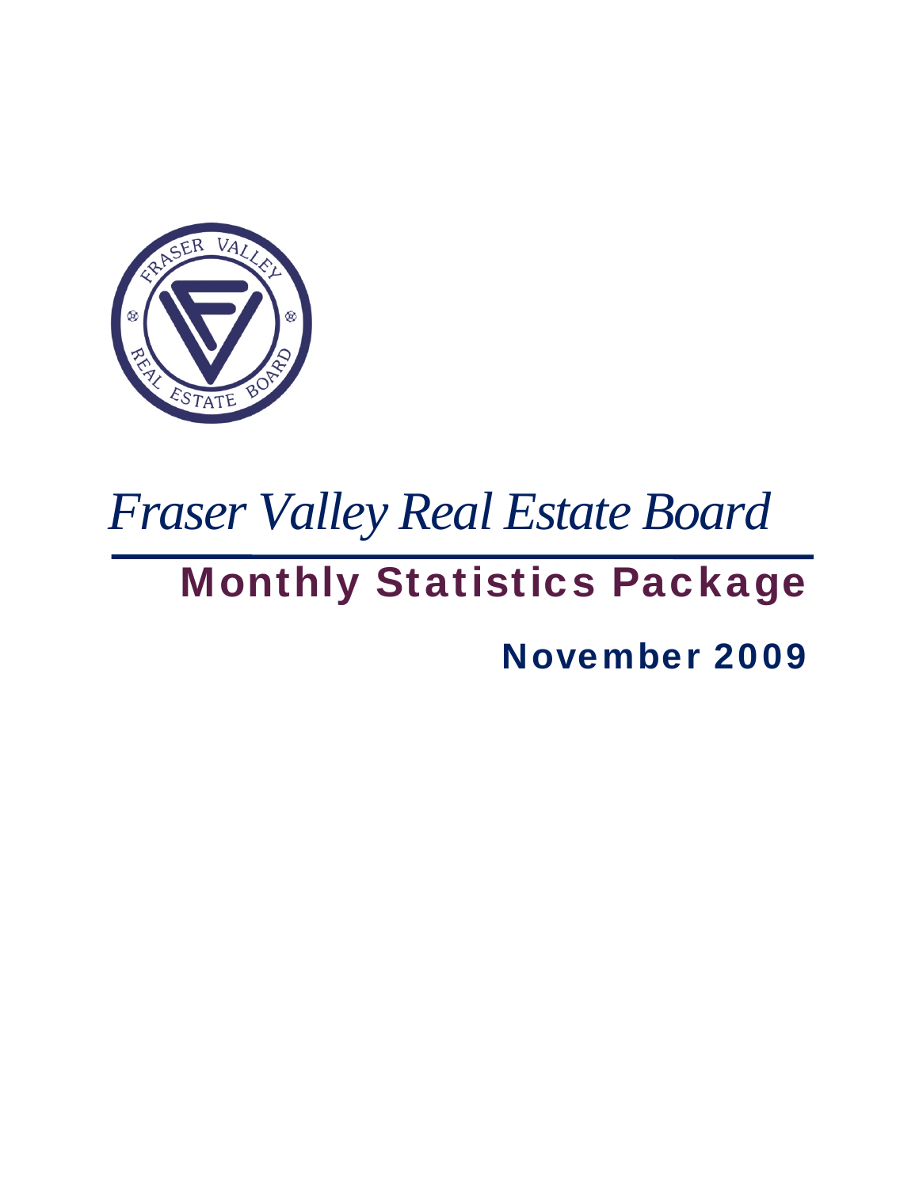# Fraser Valley Real Estate Board

## Monthly Statistics Package

### November 2009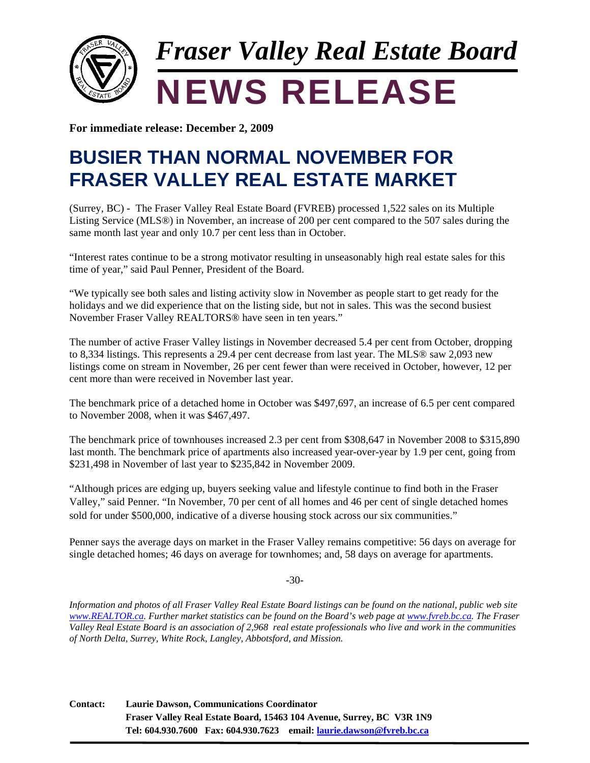# *Fraser Valley Real Estate Board*

# NEWS RELEASE

**For immediate release: December 2, 2009**

## BUSIER THAN NORMAL NOVEMBER FOR FRASER VALLEY REAL ESTATE MARKET

(Surrey, BC) - The Fraser Valley Real Estate Board (FVREB) processed 1,522 sales on its Multiple Listing Service (MLS®) in November, an increase of 200 per cent compared to the 507 sales during the same month last year and only 10.7 per cent less than in October.

"Interest rates continue to be a strong motivator resulting in unseasonably high real estate sales for this time of year," said Paul Penner, President of the Board.

"We typically see both sales and listing activity slow in November as people start to get ready for the holidays and we did experience that on the listing side, but not in sales. This was the second busiest November Fraser Valley REALTORS® have seen in ten years."

The number of active Fraser Valley listings in November decreased 5.4 per cent from October, dropping to 8,334 listings. This represents a 29.4 per cent decrease from last year. The MLS® saw 2,093 new listings come on stream in November, 26 per cent fewer than were received in October, however, 12 per cent more than were received in November last year.

The benchmark price of a detached home in October was $497,697, an increase of 6.5 per cent compared to November 2008, when it was $467,497.

The benchmark price of townhouses increased 2.3 per cent from $308,647 in November 2008 to $315,890 last month. The benchmark price of apartments also increased year-over-year by 1.9 per cent, going from $231,498 in November of last year to $235,842 in November 2009.

"Although prices are edging up, buyers seeking value and lifestyle continue to find both in the Fraser Valley," said Penner. "In November, 70 per cent of all homes and 46 per cent of single detached homes sold for under $500,000, indicative of a diverse housing stock across our six communities."

Penner says the average days on market in the Fraser Valley remains competitive: 56 days on average for single detached homes; 46 days on average for townhomes; and, 58 days on average for apartments.

-30-

*Information and photos of all Fraser Valley Real Estate Board listings can be found on the national, public web site www.REALTOR.ca. Further market statistics can be found on the Board's web page at www.fvreb.bc.ca. The Fraser Valley Real Estate Board is an association of 2,968 real estate professionals who live and work in the communities of North Delta, Surrey, White Rock, Langley, Abbotsford, and Mission.*

**Contact:** **Laurie Dawson, Communications Coordinator**
**Fraser Valley Real Estate Board, 15463 104 Avenue, Surrey, BC V3R 1N9**
**Tel: 604.930.7600 Fax: 604.930.7623 email: laurie.dawson@fvreb.bc.ca**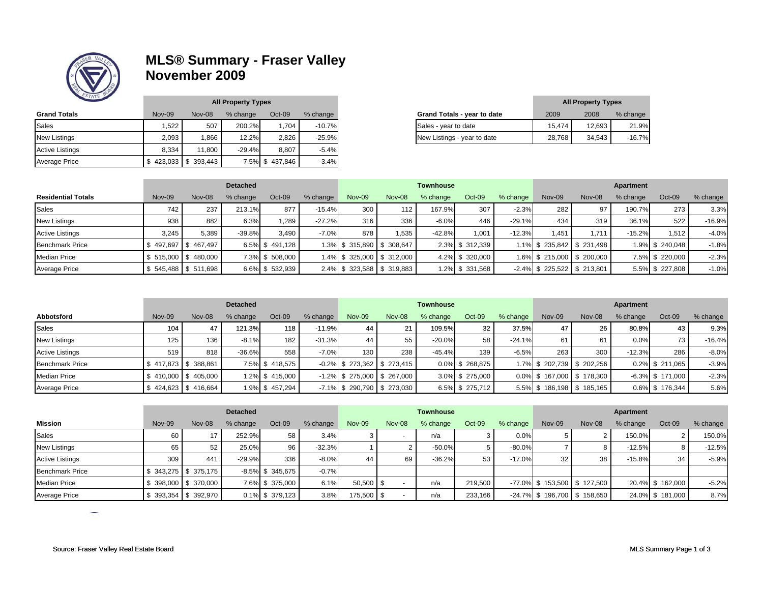# MLS® Summary - Fraser Valley
# November 2009

| Grand Totals | All Property Types Nov-09 | Nov-08 | % change | Oct-09 | % change |
|---|---|---|---|---|---|
| Sales | 1,522 | 507 | 200.2% | 1,704 | -10.7% |
| New Listings | 2,093 | 1,866 | 12.2% | 2,826 | -25.9% |
| Active Listings | 8,334 | 11,800 | -29.4% | 8,807 | -5.4% |
| Average Price | $ 423,033 | $ 393,443 | 7.5% | $ 437,846 | -3.4% |

| Grand Totals - year to date | All Property Types 2009 | 2008 | % change |
|---|---|---|---|
| Sales - year to date | 15,474 | 12,693 | 21.9% |
| New Listings - year to date | 28,768 | 34,543 | -16.7% |

| | Detached | | | | | Townhouse | | | | | Apartment | | | | |
|---|---|---|---|---|---|---|---|---|---|---|---|---|---|---|---|
| **Residential Totals** | Nov-09 | Nov-08 | % change | Oct-09 | % change | Nov-09 | Nov-08 | % change | Oct-09 | % change | Nov-09 | Nov-08 | % change | Oct-09 | % change |
| Sales | 742 | 237 | 213.1% | 877 | -15.4% | 300 | 112 | 167.9% | 307 | -2.3% | 282 | 97 | 190.7% | 273 | 3.3% |
| New Listings | 938 | 882 | 6.3% | 1,289 | -27.2% | 316 | 336 | -6.0% | 446 | -29.1% | 434 | 319 | 36.1% | 522 | -16.9% |
| Active Listings | 3,245 | 5,389 | -39.8% | 3,490 | -7.0% | 878 | 1,535 | -42.8% | 1,001 | -12.3% | 1,451 | 1,711 | -15.2% | 1,512 | -4.0% |
| Benchmark Price | $ 497,697 | $ 467,497 | 6.5% | $ 491,128 | 1.3% | $ 315,890 | $ 308,647 | 2.3% | $ 312,339 | 1.1% | $ 235,842 | $ 231,498 | 1.9% | $ 240,048 | -1.8% |
| Median Price | $ 515,000 | $ 480,000 | 7.3% | $ 508,000 | 1.4% | $ 325,000 | $ 312,000 | 4.2% | $ 320,000 | 1.6% | $ 215,000 | $ 200,000 | 7.5% | $ 220,000 | -2.3% |
| Average Price | $ 545,488 | $ 511,698 | 6.6% | $ 532,939 | 2.4% | $ 323,588 | $ 319,883 | 1.2% | $ 331,568 | -2.4% | $ 225,522 | $ 213,801 | 5.5% | $ 227,808 | -1.0% |

| | Detached | | | | | Townhouse | | | | | Apartment | | | | |
|---|---|---|---|---|---|---|---|---|---|---|---|---|---|---|---|
| **Abbotsford** | Nov-09 | Nov-08 | % change | Oct-09 | % change | Nov-09 | Nov-08 | % change | Oct-09 | % change | Nov-09 | Nov-08 | % change | Oct-09 | % change |
| Sales | 104 | 47 | 121.3% | 118 | -11.9% | 44 | 21 | 109.5% | 32 | 37.5% | 47 | 26 | 80.8% | 43 | 9.3% |
| New Listings | 125 | 136 | -8.1% | 182 | -31.3% | 44 | 55 | -20.0% | 58 | -24.1% | 61 | 61 | 0.0% | 73 | -16.4% |
| Active Listings | 519 | 818 | -36.6% | 558 | -7.0% | 130 | 238 | -45.4% | 139 | -6.5% | 263 | 300 | -12.3% | 286 | -8.0% |
| Benchmark Price | $ 417,873 | $ 388,861 | 7.5% | $ 418,575 | -0.2% | $ 273,362 | $ 273,415 | 0.0% | $ 268,875 | 1.7% | $ 202,739 | $ 202,256 | 0.2% | $ 211,065 | -3.9% |
| Median Price | $ 410,000 | $ 405,000 | 1.2% | $ 415,000 | -1.2% | $ 275,000 | $ 267,000 | 3.0% | $ 275,000 | 0.0% | $ 167,000 | $ 178,300 | -6.3% | $ 171,000 | -2.3% |
| Average Price | $ 424,623 | $ 416,664 | 1.9% | $ 457,294 | -7.1% | $ 290,790 | $ 273,030 | 6.5% | $ 275,712 | 5.5% | $ 186,198 | $ 185,165 | 0.6% | $ 176,344 | 5.6% |

| | Detached | | | | | Townhouse | | | | | Apartment | | | | |
|---|---|---|---|---|---|---|---|---|---|---|---|---|---|---|---|
| **Mission** | Nov-09 | Nov-08 | % change | Oct-09 | % change | Nov-09 | Nov-08 | % change | Oct-09 | % change | Nov-09 | Nov-08 | % change | Oct-09 | % change |
| Sales | 60 | 17 | 252.9% | 58 | 3.4% | 3 | - | n/a | 3 | 0.0% | 5 | 2 | 150.0% | 2 | 150.0% |
| New Listings | 65 | 52 | 25.0% | 96 | -32.3% | 1 | 2 | -50.0% | 5 | -80.0% | 7 | 8 | -12.5% | 8 | -12.5% |
| Active Listings | 309 | 441 | -29.9% | 336 | -8.0% | 44 | 69 | -36.2% | 53 | -17.0% | 32 | 38 | -15.8% | 34 | -5.9% |
| Benchmark Price | $ 343,275 | $ 375,175 | -8.5% | $ 345,675 | -0.7% | | | | | | | | | | |
| Median Price | $ 398,000 | $ 370,000 | 7.6% | $ 375,000 | 6.1% | 50,500 | $ - | n/a | 219,500 | -77.0% | $ 153,500 | $ 127,500 | 20.4% | $ 162,000 | -5.2% |
| Average Price | $ 393,354 | $ 392,970 | 0.1% | $ 379,123 | 3.8% | 175,500 | $ - | n/a | 233,166 | -24.7% | $ 196,700 | $ 158,650 | 24.0% | $ 181,000 | 8.7% |

Source: Fraser Valley Real Estate Board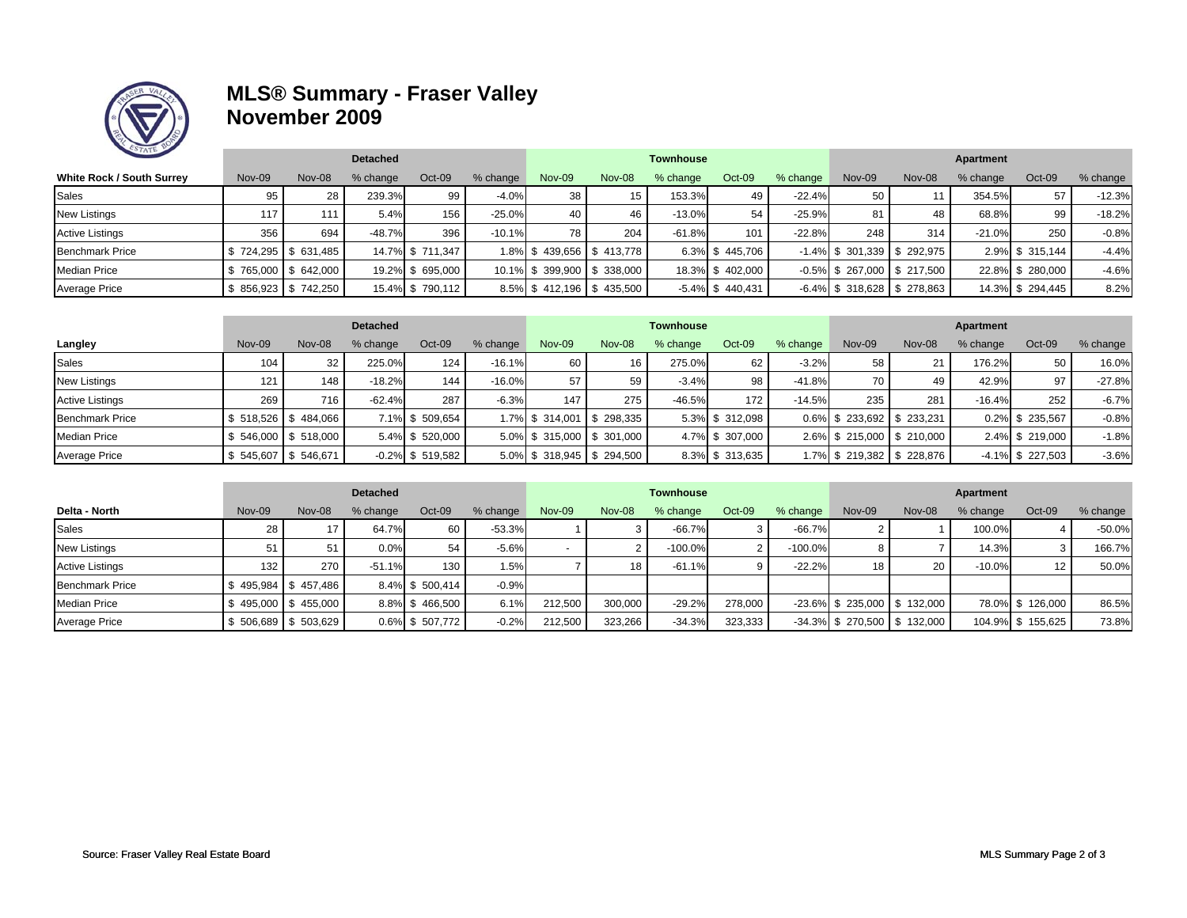# MLS® Summary - Fraser Valley
## November 2009

| White Rock / South Surrey | Detached | | | | | Townhouse | | | | | Apartment | | | | |
|---|---|---|---|---|---|---|---|---|---|---|---|---|---|---|---|
| | Nov-09 | Nov-08 | % change | Oct-09 | % change | Nov-09 | Nov-08 | % change | Oct-09 | % change | Nov-09 | Nov-08 | % change | Oct-09 | % change |
| Sales | 95 | 28 | 239.3% | 99 | -4.0% | 38 | 15 | 153.3% | 49 | -22.4% | 50 | 11 | 354.5% | 57 | -12.3% |
| New Listings | 117 | 111 | 5.4% | 156 | -25.0% | 40 | 46 | -13.0% | 54 | -25.9% | 81 | 48 | 68.8% | 99 | -18.2% |
| Active Listings | 356 | 694 | -48.7% | 396 | -10.1% | 78 | 204 | -61.8% | 101 | -22.8% | 248 | 314 | -21.0% | 250 | -0.8% |
| Benchmark Price | $ 724,295 | $ 631,485 | 14.7% | $ 711,347 | 1.8% | $ 439,656 | $ 413,778 | 6.3% | $ 445,706 | -1.4% | $ 301,339 | $ 292,975 | 2.9% | $ 315,144 | -4.4% |
| Median Price | $ 765,000 | $ 642,000 | 19.2% | $ 695,000 | 10.1% | $ 399,900 | $ 338,000 | 18.3% | $ 402,000 | -0.5% | $ 267,000 | $ 217,500 | 22.8% | $ 280,000 | -4.6% |
| Average Price | $ 856,923 | $ 742,250 | 15.4% | $ 790,112 | 8.5% | $ 412,196 | $ 435,500 | -5.4% | $ 440,431 | -6.4% | $ 318,628 | $ 278,863 | 14.3% | $ 294,445 | 8.2% |

| Langley | Detached | | | | | Townhouse | | | | | Apartment | | | | |
|---|---|---|---|---|---|---|---|---|---|---|---|---|---|---|---|
| | Nov-09 | Nov-08 | % change | Oct-09 | % change | Nov-09 | Nov-08 | % change | Oct-09 | % change | Nov-09 | Nov-08 | % change | Oct-09 | % change |
| Sales | 104 | 32 | 225.0% | 124 | -16.1% | 60 | 16 | 275.0% | 62 | -3.2% | 58 | 21 | 176.2% | 50 | 16.0% |
| New Listings | 121 | 148 | -18.2% | 144 | -16.0% | 57 | 59 | -3.4% | 98 | -41.8% | 70 | 49 | 42.9% | 97 | -27.8% |
| Active Listings | 269 | 716 | -62.4% | 287 | -6.3% | 147 | 275 | -46.5% | 172 | -14.5% | 235 | 281 | -16.4% | 252 | -6.7% |
| Benchmark Price | $ 518,526 | $ 484,066 | 7.1% | $ 509,654 | 1.7% | $ 314,001 | $ 298,335 | 5.3% | $ 312,098 | 0.6% | $ 233,692 | $ 233,231 | 0.2% | $ 235,567 | -0.8% |
| Median Price | $ 546,000 | $ 518,000 | 5.4% | $ 520,000 | 5.0% | $ 315,000 | $ 301,000 | 4.7% | $ 307,000 | 2.6% | $ 215,000 | $ 210,000 | 2.4% | $ 219,000 | -1.8% |
| Average Price | $ 545,607 | $ 546,671 | -0.2% | $ 519,582 | 5.0% | $ 318,945 | $ 294,500 | 8.3% | $ 313,635 | 1.7% | $ 219,382 | $ 228,876 | -4.1% | $ 227,503 | -3.6% |

| Delta - North | Detached | | | | | Townhouse | | | | | Apartment | | | | |
|---|---|---|---|---|---|---|---|---|---|---|---|---|---|---|---|
| | Nov-09 | Nov-08 | % change | Oct-09 | % change | Nov-09 | Nov-08 | % change | Oct-09 | % change | Nov-09 | Nov-08 | % change | Oct-09 | % change |
| Sales | 28 | 17 | 64.7% | 60 | -53.3% | 1 | 3 | -66.7% | 3 | -66.7% | 2 | 1 | 100.0% | 4 | -50.0% |
| New Listings | 51 | 51 | 0.0% | 54 | -5.6% | - | 2 | -100.0% | 2 | -100.0% | 8 | 7 | 14.3% | 3 | 166.7% |
| Active Listings | 132 | 270 | -51.1% | 130 | 1.5% | 7 | 18 | -61.1% | 9 | -22.2% | 18 | 20 | -10.0% | 12 | 50.0% |
| Benchmark Price | $ 495,984 | $ 457,486 | 8.4% | $ 500,414 | -0.9% | | | | | | | | | | |
| Median Price | $ 495,000 | $ 455,000 | 8.8% | $ 466,500 | 6.1% | 212,500 | 300,000 | -29.2% | 278,000 | -23.6% | $ 235,000 | $ 132,000 | 78.0% | $ 126,000 | 86.5% |
| Average Price | $ 506,689 | $ 503,629 | 0.6% | $ 507,772 | -0.2% | 212,500 | 323,266 | -34.3% | 323,333 | -34.3% | $ 270,500 | $ 132,000 | 104.9% | $ 155,625 | 73.8% |

Source: Fraser Valley Real Estate Board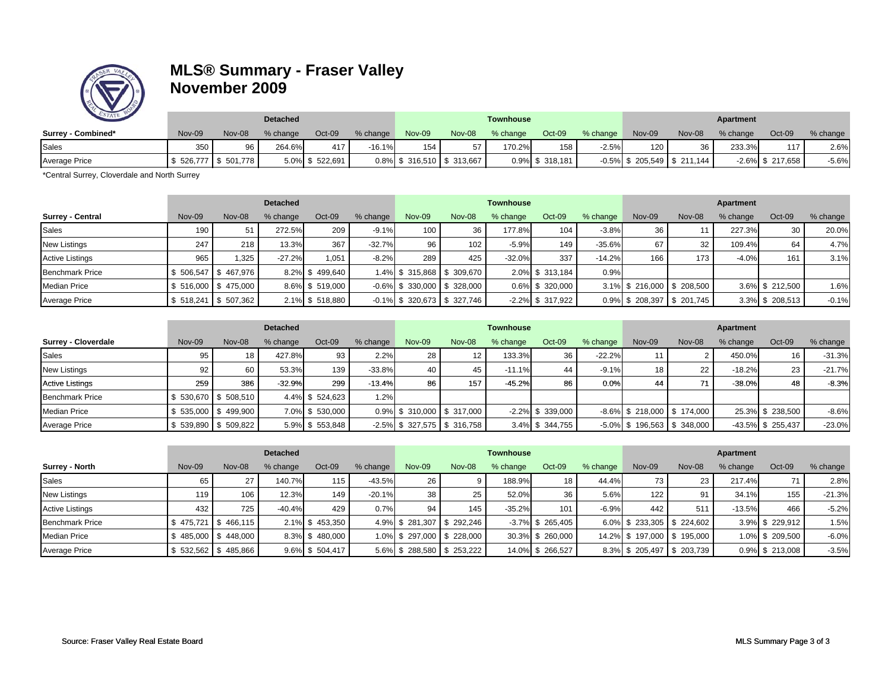# MLS® Summary - Fraser Valley
## November 2009

| | Detached | | | | | Townhouse | | | | | Apartment | | | | |
|---|---|---|---|---|---|---|---|---|---|---|---|---|---|---|---|
| **Surrey - Combined*** | Nov-09 | Nov-08 | % change | Oct-09 | % change | Nov-09 | Nov-08 | % change | Oct-09 | % change | Nov-09 | Nov-08 | % change | Oct-09 | % change |
| Sales | 350 | 96 | 264.6% | 417 | -16.1% | 154 | 57 | 170.2% | 158 | -2.5% | 120 | 36 | 233.3% | 117 | 2.6% |
| Average Price | $ 526,777 | $ 501,778 | 5.0% | $ 522,691 | 0.8% | $ 316,510 | $ 313,667 | 0.9% | $ 318,181 | -0.5% | $ 205,549 | $ 211,144 | -2.6% | $ 217,658 | -5.6% |

*Central Surrey, Cloverdale and North Surrey

| | Detached | | | | | Townhouse | | | | | Apartment | | | | |
|---|---|---|---|---|---|---|---|---|---|---|---|---|---|---|---|
| **Surrey - Central** | Nov-09 | Nov-08 | % change | Oct-09 | % change | Nov-09 | Nov-08 | % change | Oct-09 | % change | Nov-09 | Nov-08 | % change | Oct-09 | % change |
| Sales | 190 | 51 | 272.5% | 209 | -9.1% | 100 | 36 | 177.8% | 104 | -3.8% | 36 | 11 | 227.3% | 30 | 20.0% |
| New Listings | 247 | 218 | 13.3% | 367 | -32.7% | 96 | 102 | -5.9% | 149 | -35.6% | 67 | 32 | 109.4% | 64 | 4.7% |
| Active Listings | 965 | 1,325 | -27.2% | 1,051 | -8.2% | 289 | 425 | -32.0% | 337 | -14.2% | 166 | 173 | -4.0% | 161 | 3.1% |
| Benchmark Price | $ 506,547 | $ 467,976 | 8.2% | $ 499,640 | 1.4% | $ 315,868 | $ 309,670 | 2.0% | $ 313,184 | 0.9% | | | | | |
| Median Price | $ 516,000 | $ 475,000 | 8.6% | $ 519,000 | -0.6% | $ 330,000 | $ 328,000 | 0.6% | $ 320,000 | 3.1% | $ 216,000 | $ 208,500 | 3.6% | $ 212,500 | 1.6% |
| Average Price | $ 518,241 | $ 507,362 | 2.1% | $ 518,880 | -0.1% | $ 320,673 | $ 327,746 | -2.2% | $ 317,922 | 0.9% | $ 208,397 | $ 201,745 | 3.3% | $ 208,513 | -0.1% |

| | Detached | | | | | Townhouse | | | | | Apartment | | | | |
|---|---|---|---|---|---|---|---|---|---|---|---|---|---|---|---|
| **Surrey - Cloverdale** | Nov-09 | Nov-08 | % change | Oct-09 | % change | Nov-09 | Nov-08 | % change | Oct-09 | % change | Nov-09 | Nov-08 | % change | Oct-09 | % change |
| Sales | 95 | 18 | 427.8% | 93 | 2.2% | 28 | 12 | 133.3% | 36 | -22.2% | 11 | 2 | 450.0% | 16 | -31.3% |
| New Listings | 92 | 60 | 53.3% | 139 | -33.8% | 40 | 45 | -11.1% | 44 | -9.1% | 18 | 22 | -18.2% | 23 | -21.7% |
| Active Listings | 259 | 386 | -32.9% | 299 | -13.4% | 86 | 157 | -45.2% | 86 | 0.0% | 44 | 71 | -38.0% | 48 | -8.3% |
| Benchmark Price | $ 530,670 | $ 508,510 | 4.4% | $ 524,623 | 1.2% | | | | | | | | | | |
| Median Price | $ 535,000 | $ 499,900 | 7.0% | $ 530,000 | 0.9% | $ 310,000 | $ 317,000 | -2.2% | $ 339,000 | -8.6% | $ 218,000 | $ 174,000 | 25.3% | $ 238,500 | -8.6% |
| Average Price | $ 539,890 | $ 509,822 | 5.9% | $ 553,848 | -2.5% | $ 327,575 | $ 316,758 | 3.4% | $ 344,755 | -5.0% | $ 196,563 | $ 348,000 | -43.5% | $ 255,437 | -23.0% |

| | Detached | | | | | Townhouse | | | | | Apartment | | | | |
|---|---|---|---|---|---|---|---|---|---|---|---|---|---|---|---|
| **Surrey - North** | Nov-09 | Nov-08 | % change | Oct-09 | % change | Nov-09 | Nov-08 | % change | Oct-09 | % change | Nov-09 | Nov-08 | % change | Oct-09 | % change |
| Sales | 65 | 27 | 140.7% | 115 | -43.5% | 26 | 9 | 188.9% | 18 | 44.4% | 73 | 23 | 217.4% | 71 | 2.8% |
| New Listings | 119 | 106 | 12.3% | 149 | -20.1% | 38 | 25 | 52.0% | 36 | 5.6% | 122 | 91 | 34.1% | 155 | -21.3% |
| Active Listings | 432 | 725 | -40.4% | 429 | 0.7% | 94 | 145 | -35.2% | 101 | -6.9% | 442 | 511 | -13.5% | 466 | -5.2% |
| Benchmark Price | $ 475,721 | $ 466,115 | 2.1% | $ 453,350 | 4.9% | $ 281,307 | $ 292,246 | -3.7% | $ 265,405 | 6.0% | $ 233,305 | $ 224,602 | 3.9% | $ 229,912 | 1.5% |
| Median Price | $ 485,000 | $ 448,000 | 8.3% | $ 480,000 | 1.0% | $ 297,000 | $ 228,000 | 30.3% | $ 260,000 | 14.2% | $ 197,000 | $ 195,000 | 1.0% | $ 209,500 | -6.0% |
| Average Price | $ 532,562 | $ 485,866 | 9.6% | $ 504,417 | 5.6% | $ 288,580 | $ 253,222 | 14.0% | $ 266,527 | 8.3% | $ 205,497 | $ 203,739 | 0.9% | $ 213,008 | -3.5% |

Source: Fraser Valley Real Estate Board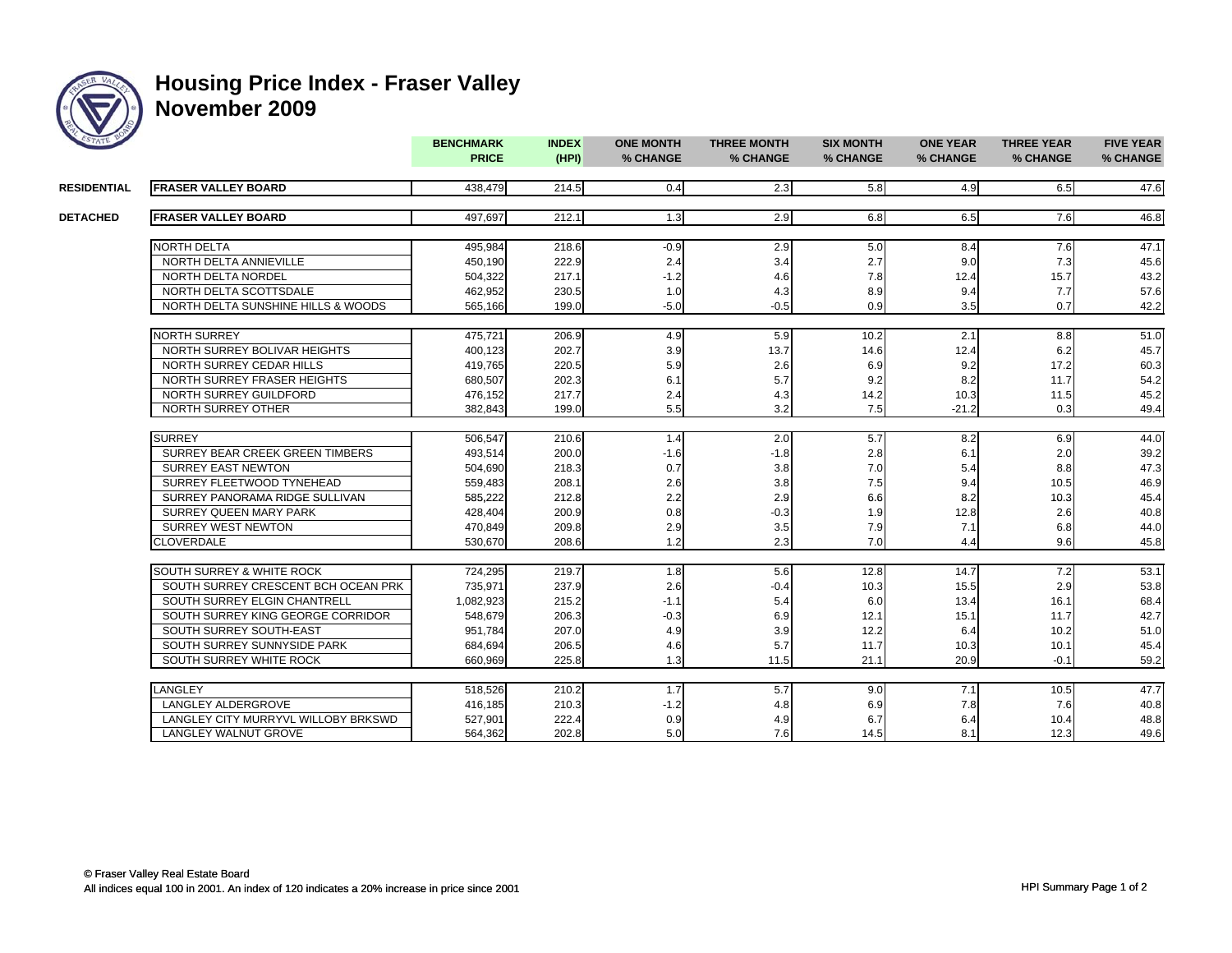# Housing Price Index - Fraser Valley
## November 2009

| | | BENCHMARK PRICE | INDEX (HPI) | ONE MONTH % CHANGE | THREE MONTH % CHANGE | SIX MONTH % CHANGE | ONE YEAR % CHANGE | THREE YEAR % CHANGE | FIVE YEAR % CHANGE |
|---|---|---|---|---|---|---|---|---|---|
| **RESIDENTIAL** | **FRASER VALLEY BOARD** | 438,479 | 214.5 | 0.4 | 2.3 | 5.8 | 4.9 | 6.5 | 47.6 |
| **DETACHED** | **FRASER VALLEY BOARD** | 497,697 | 212.1 | 1.3 | 2.9 | 6.8 | 6.5 | 7.6 | 46.8 |
| | NORTH DELTA | 495,984 | 218.6 | -0.9 | 2.9 | 5.0 | 8.4 | 7.6 | 47.1 |
| | NORTH DELTA ANNIEVILLE | 450,190 | 222.9 | 2.4 | 3.4 | 2.7 | 9.0 | 7.3 | 45.6 |
| | NORTH DELTA NORDEL | 504,322 | 217.1 | -1.2 | 4.6 | 7.8 | 12.4 | 15.7 | 43.2 |
| | NORTH DELTA SCOTTSDALE | 462,952 | 230.5 | 1.0 | 4.3 | 8.9 | 9.4 | 7.7 | 57.6 |
| | NORTH DELTA SUNSHINE HILLS & WOODS | 565,166 | 199.0 | -5.0 | -0.5 | 0.9 | 3.5 | 0.7 | 42.2 |
| | NORTH SURREY | 475,721 | 206.9 | 4.9 | 5.9 | 10.2 | 2.1 | 8.8 | 51.0 |
| | NORTH SURREY BOLIVAR HEIGHTS | 400,123 | 202.7 | 3.9 | 13.7 | 14.6 | 12.4 | 6.2 | 45.7 |
| | NORTH SURREY CEDAR HILLS | 419,765 | 220.5 | 5.9 | 2.6 | 6.9 | 9.2 | 17.2 | 60.3 |
| | NORTH SURREY FRASER HEIGHTS | 680,507 | 202.3 | 6.1 | 5.7 | 9.2 | 8.2 | 11.7 | 54.2 |
| | NORTH SURREY GUILDFORD | 476,152 | 217.7 | 2.4 | 4.3 | 14.2 | 10.3 | 11.5 | 45.2 |
| | NORTH SURREY OTHER | 382,843 | 199.0 | 5.5 | 3.2 | 7.5 | -21.2 | 0.3 | 49.4 |
| | SURREY | 506,547 | 210.6 | 1.4 | 2.0 | 5.7 | 8.2 | 6.9 | 44.0 |
| | SURREY BEAR CREEK GREEN TIMBERS | 493,514 | 200.0 | -1.6 | -1.8 | 2.8 | 6.1 | 2.0 | 39.2 |
| | SURREY EAST NEWTON | 504,690 | 218.3 | 0.7 | 3.8 | 7.0 | 5.4 | 8.8 | 47.3 |
| | SURREY FLEETWOOD TYNEHEAD | 559,483 | 208.1 | 2.6 | 3.8 | 7.5 | 9.4 | 10.5 | 46.9 |
| | SURREY PANORAMA RIDGE SULLIVAN | 585,222 | 212.8 | 2.2 | 2.9 | 6.6 | 8.2 | 10.3 | 45.4 |
| | SURREY QUEEN MARY PARK | 428,404 | 200.9 | 0.8 | -0.3 | 1.9 | 12.8 | 2.6 | 40.8 |
| | SURREY WEST NEWTON | 470,849 | 209.8 | 2.9 | 3.5 | 7.9 | 7.1 | 6.8 | 44.0 |
| | CLOVERDALE | 530,670 | 208.6 | 1.2 | 2.3 | 7.0 | 4.4 | 9.6 | 45.8 |
| | SOUTH SURREY & WHITE ROCK | 724,295 | 219.7 | 1.8 | 5.6 | 12.8 | 14.7 | 7.2 | 53.1 |
| | SOUTH SURREY CRESCENT BCH OCEAN PRK | 735,971 | 237.9 | 2.6 | -0.4 | 10.3 | 15.5 | 2.9 | 53.8 |
| | SOUTH SURREY ELGIN CHANTRELL | 1,082,923 | 215.2 | -1.1 | 5.4 | 6.0 | 13.4 | 16.1 | 68.4 |
| | SOUTH SURREY KING GEORGE CORRIDOR | 548,679 | 206.3 | -0.3 | 6.9 | 12.1 | 15.1 | 11.7 | 42.7 |
| | SOUTH SURREY SOUTH-EAST | 951,784 | 207.0 | 4.9 | 3.9 | 12.2 | 6.4 | 10.2 | 51.0 |
| | SOUTH SURREY SUNNYSIDE PARK | 684,694 | 206.5 | 4.6 | 5.7 | 11.7 | 10.3 | 10.1 | 45.4 |
| | SOUTH SURREY WHITE ROCK | 660,969 | 225.8 | 1.3 | 11.5 | 21.1 | 20.9 | -0.1 | 59.2 |
| | LANGLEY | 518,526 | 210.2 | 1.7 | 5.7 | 9.0 | 7.1 | 10.5 | 47.7 |
| | LANGLEY ALDERGROVE | 416,185 | 210.3 | -1.2 | 4.8 | 6.9 | 7.8 | 7.6 | 40.8 |
| | LANGLEY CITY MURRYVL WILLOBY BRKSWD | 527,901 | 222.4 | 0.9 | 4.9 | 6.7 | 6.4 | 10.4 | 48.8 |
| | LANGLEY WALNUT GROVE | 564,362 | 202.8 | 5.0 | 7.6 | 14.5 | 8.1 | 12.3 | 49.6 |

© Fraser Valley Real Estate Board

All indices equal 100 in 2001. An index of 120 indicates a 20% increase in price since 2001

HPI Summary Page 1 of 2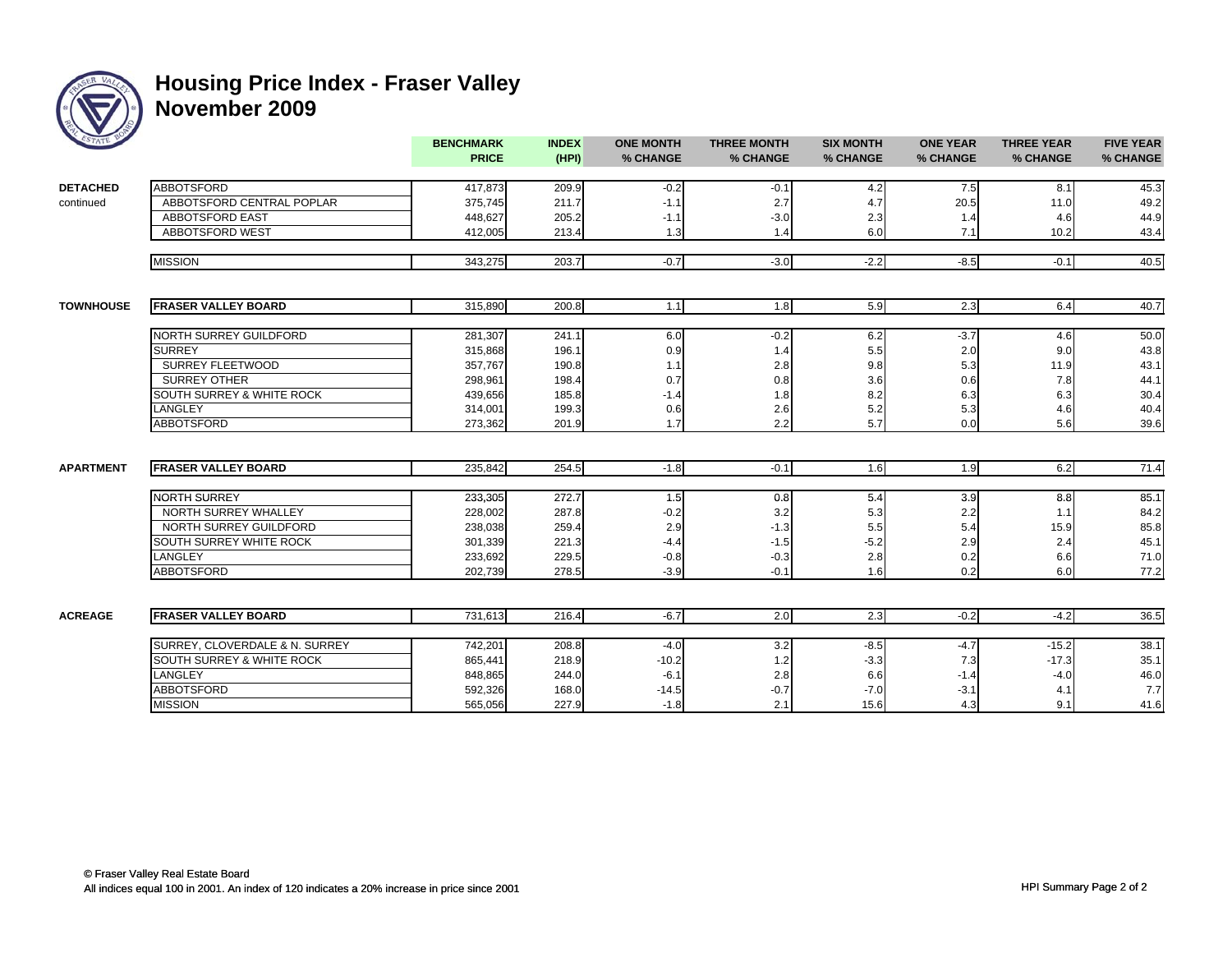# Housing Price Index - Fraser Valley
# November 2009

| | | BENCHMARK PRICE | INDEX (HPI) | ONE MONTH % CHANGE | THREE MONTH % CHANGE | SIX MONTH % CHANGE | ONE YEAR % CHANGE | THREE YEAR % CHANGE | FIVE YEAR % CHANGE |
|---|---|---|---|---|---|---|---|---|---|
| **DETACHED** continued | ABBOTSFORD | 417,873 | 209.9 | -0.2 | -0.1 | 4.2 | 7.5 | 8.1 | 45.3 |
| | ABBOTSFORD CENTRAL POPLAR | 375,745 | 211.7 | -1.1 | 2.7 | 4.7 | 20.5 | 11.0 | 49.2 |
| | ABBOTSFORD EAST | 448,627 | 205.2 | -1.1 | -3.0 | 2.3 | 1.4 | 4.6 | 44.9 |
| | ABBOTSFORD WEST | 412,005 | 213.4 | 1.3 | 1.4 | 6.0 | 7.1 | 10.2 | 43.4 |
| | MISSION | 343,275 | 203.7 | -0.7 | -3.0 | -2.2 | -8.5 | -0.1 | 40.5 |
| **TOWNHOUSE** | **FRASER VALLEY BOARD** | 315,890 | 200.8 | 1.1 | 1.8 | 5.9 | 2.3 | 6.4 | 40.7 |
| | NORTH SURREY GUILDFORD | 281,307 | 241.1 | 6.0 | -0.2 | 6.2 | -3.7 | 4.6 | 50.0 |
| | SURREY | 315,868 | 196.1 | 0.9 | 1.4 | 5.5 | 2.0 | 9.0 | 43.8 |
| | SURREY FLEETWOOD | 357,767 | 190.8 | 1.1 | 2.8 | 9.8 | 5.3 | 11.9 | 43.1 |
| | SURREY OTHER | 298,961 | 198.4 | 0.7 | 0.8 | 3.6 | 0.6 | 7.8 | 44.1 |
| | SOUTH SURREY & WHITE ROCK | 439,656 | 185.8 | -1.4 | 1.8 | 8.2 | 6.3 | 6.3 | 30.4 |
| | LANGLEY | 314,001 | 199.3 | 0.6 | 2.6 | 5.2 | 5.3 | 4.6 | 40.4 |
| | ABBOTSFORD | 273,362 | 201.9 | 1.7 | 2.2 | 5.7 | 0.0 | 5.6 | 39.6 |
| **APARTMENT** | **FRASER VALLEY BOARD** | 235,842 | 254.5 | -1.8 | -0.1 | 1.6 | 1.9 | 6.2 | 71.4 |
| | NORTH SURREY | 233,305 | 272.7 | 1.5 | 0.8 | 5.4 | 3.9 | 8.8 | 85.1 |
| | NORTH SURREY WHALLEY | 228,002 | 287.8 | -0.2 | 3.2 | 5.3 | 2.2 | 1.1 | 84.2 |
| | NORTH SURREY GUILDFORD | 238,038 | 259.4 | 2.9 | -1.3 | 5.5 | 5.4 | 15.9 | 85.8 |
| | SOUTH SURREY WHITE ROCK | 301,339 | 221.3 | -4.4 | -1.5 | -5.2 | 2.9 | 2.4 | 45.1 |
| | LANGLEY | 233,692 | 229.5 | -0.8 | -0.3 | 2.8 | 0.2 | 6.6 | 71.0 |
| | ABBOTSFORD | 202,739 | 278.5 | -3.9 | -0.1 | 1.6 | 0.2 | 6.0 | 77.2 |
| **ACREAGE** | **FRASER VALLEY BOARD** | 731,613 | 216.4 | -6.7 | 2.0 | 2.3 | -0.2 | -4.2 | 36.5 |
| | SURREY, CLOVERDALE & N. SURREY | 742,201 | 208.8 | -4.0 | 3.2 | -8.5 | -4.7 | -15.2 | 38.1 |
| | SOUTH SURREY & WHITE ROCK | 865,441 | 218.9 | -10.2 | 1.2 | -3.3 | 7.3 | -17.3 | 35.1 |
| | LANGLEY | 848,865 | 244.0 | -6.1 | 2.8 | 6.6 | -1.4 | -4.0 | 46.0 |
| | ABBOTSFORD | 592,326 | 168.0 | -14.5 | -0.7 | -7.0 | -3.1 | 4.1 | 7.7 |
| | MISSION | 565,056 | 227.9 | -1.8 | 2.1 | 15.6 | 4.3 | 9.1 | 41.6 |

© Fraser Valley Real Estate Board

All indices equal 100 in 2001. An index of 120 indicates a 20% increase in price since 2001

HPI Summary Page 2 of 2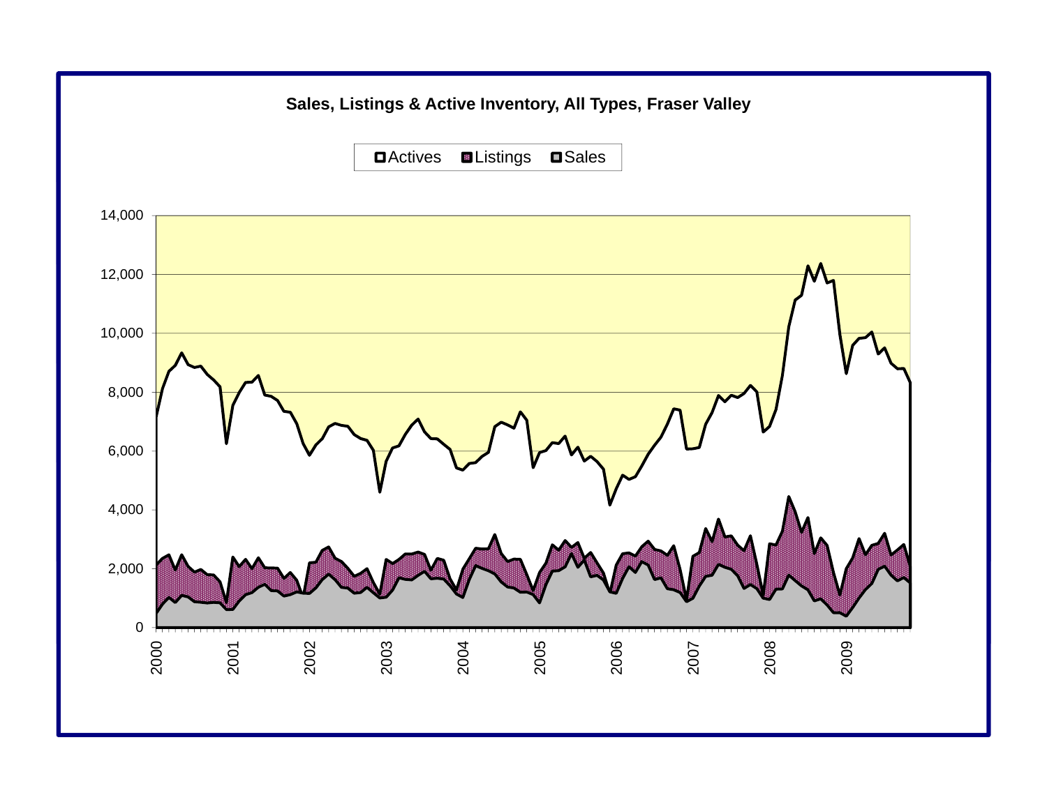## Sales, Listings & Active Inventory, All Types, Fraser Valley

Actives | Listings | Sales

14,000
12,000
10,000
8,000
6,000
4,000
2,000
0

2000 2001 2002 2003 2004 2005 2006 2007 2008 2009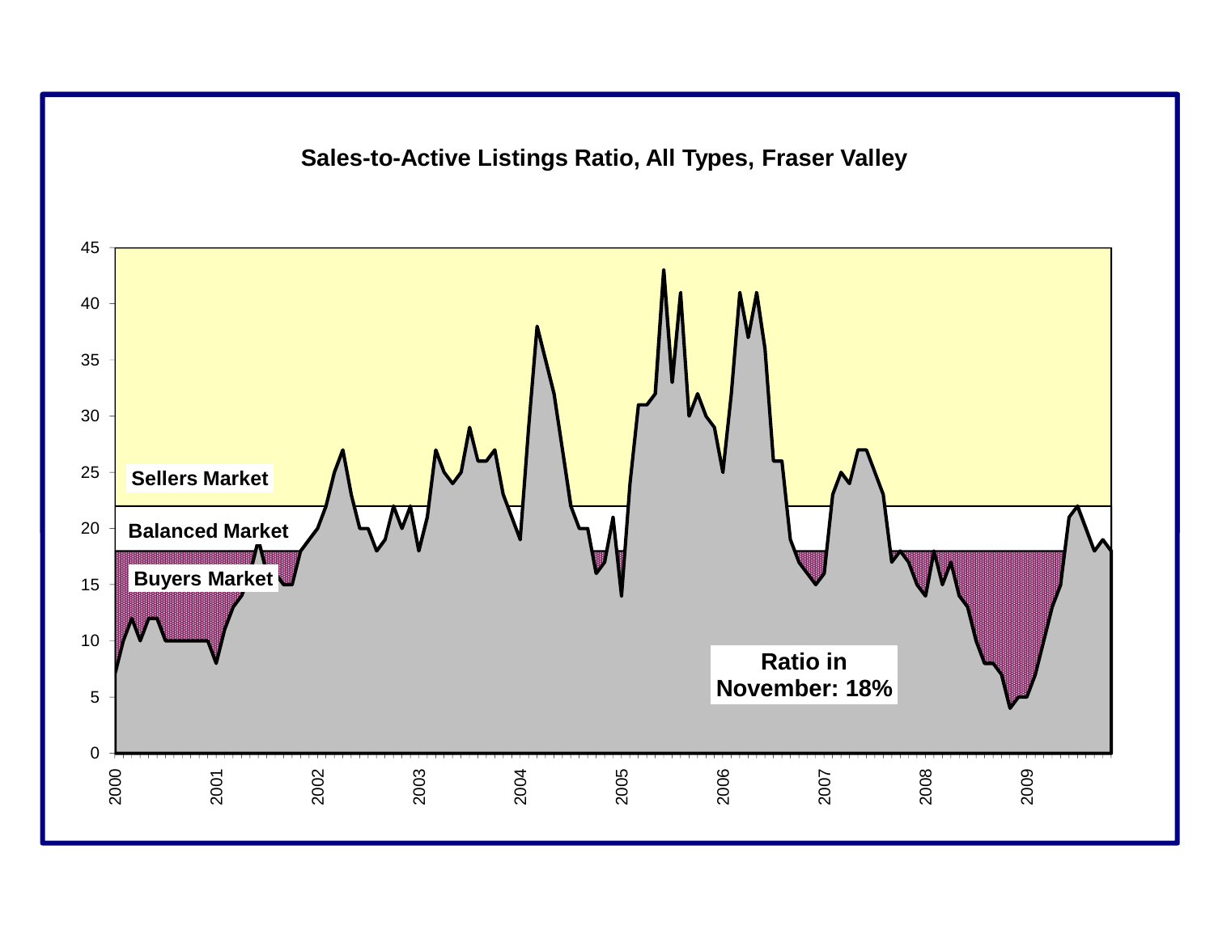**Sales-to-Active Listings Ratio, All Types, Fraser Valley**

Sellers Market

Balanced Market

Buyers Market

**Ratio in November: 18%**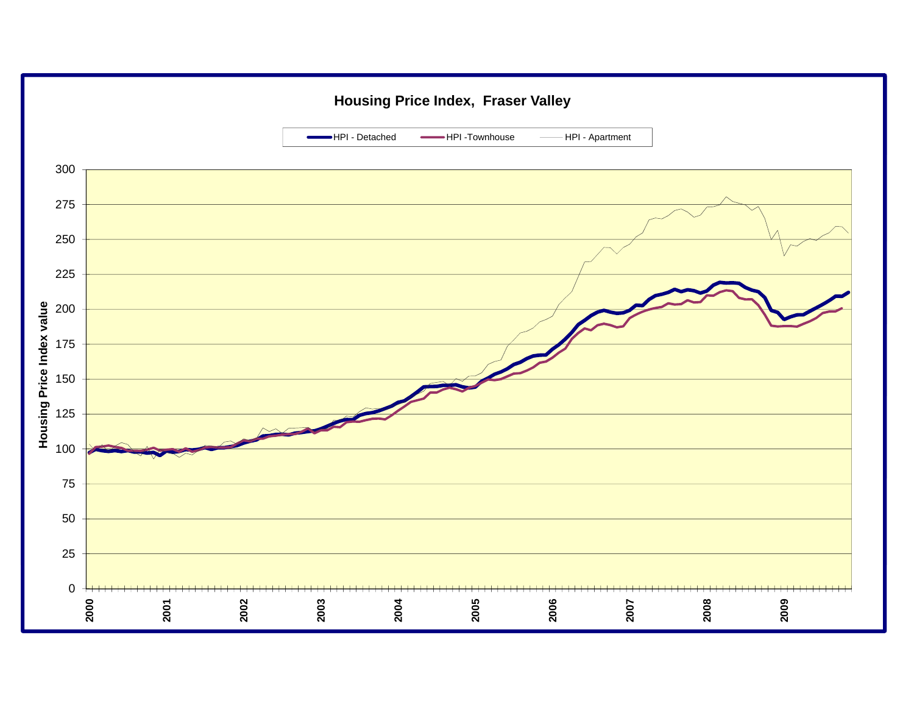## Housing Price Index, Fraser Valley

HPI - Detached | HPI -Townhouse | HPI - Apartment

Housing Price Index value

300, 275, 250, 225, 200, 175, 150, 125, 100, 75, 50, 25, 0

2000, 2001, 2002, 2003, 2004, 2005, 2006, 2007, 2008, 2009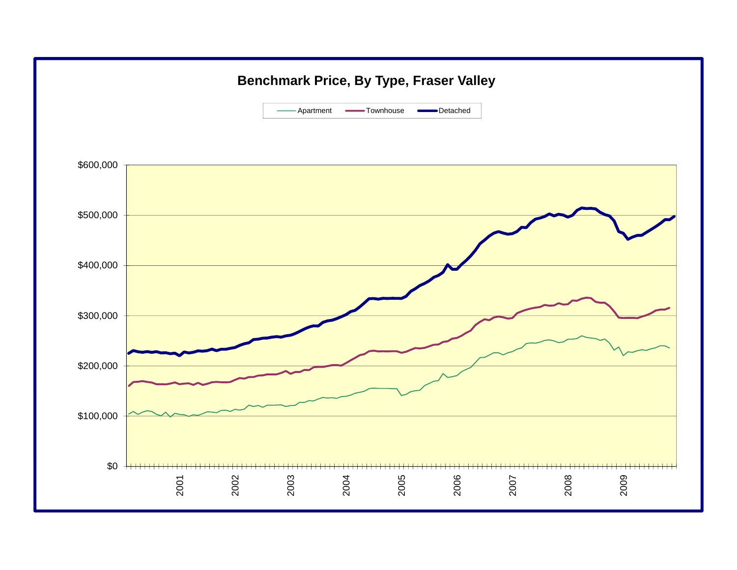## Benchmark Price, By Type, Fraser Valley

Apartment — Townhouse — Detached

$600,000
$500,000
$400,000
$300,000
$200,000
$100,000
$0

2001 2002 2003 2004 2005 2006 2007 2008 2009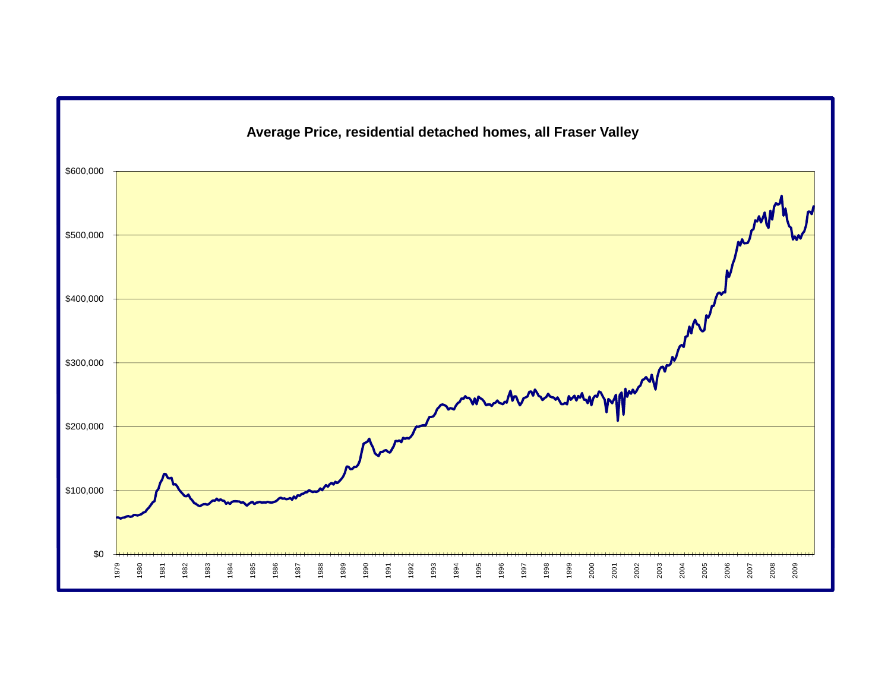**Average Price, residential detached homes, all Fraser Valley**

$600,000
$500,000
$400,000
$300,000
$200,000
$100,000
$0

1979 1980 1981 1982 1983 1984 1985 1986 1987 1988 1989 1990 1991 1992 1993 1994 1995 1996 1997 1998 1999 2000 2001 2002 2003 2004 2005 2006 2007 2008 2009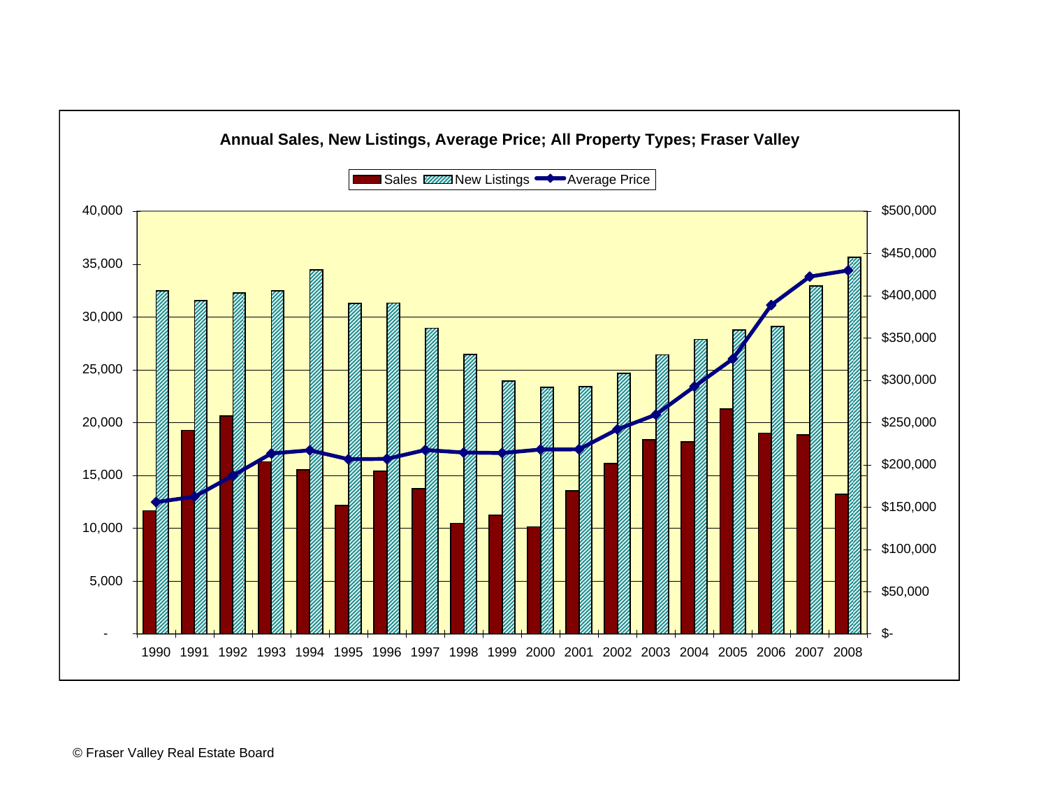**Annual Sales, New Listings, Average Price; All Property Types; Fraser Valley**

Sales
New Listings
Average Price

40,000
35,000
30,000
25,000
20,000
15,000
10,000
5,000
-

$500,000
$450,000
$400,000
$350,000
$300,000
$250,000
$200,000
$150,000
$100,000
$50,000
$-

1990 1991 1992 1993 1994 1995 1996 1997 1998 1999 2000 2001 2002 2003 2004 2005 2006 2007 2008

© Fraser Valley Real Estate Board